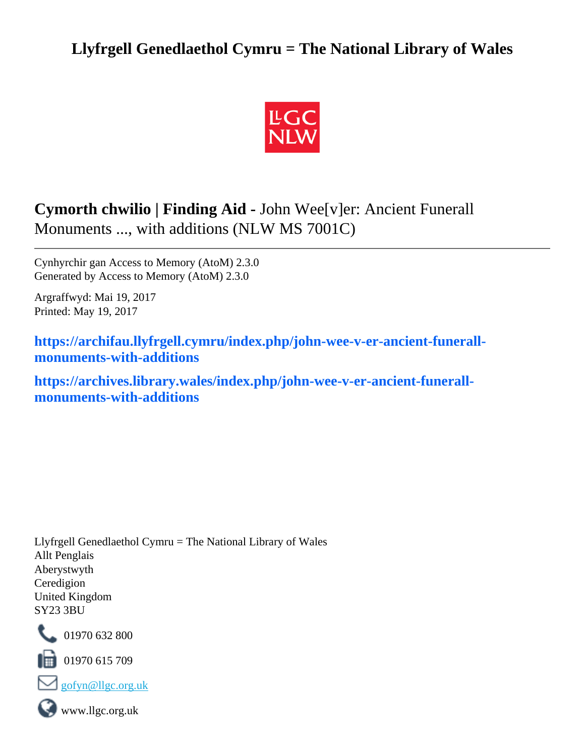# Llyfrgell Genedlaethol Cymru = The National Library of Wales

## **Cymorth chwilio | Finding Aid -** John Wee[v]er: Ancient Funerall Monuments ..., with additions (NLW MS 7001C)

---

Cynhyrchir gan Access to Memory (AtoM) 2.3.0
Generated by Access to Memory (AtoM) 2.3.0

Argraffwyd: Mai 19, 2017
Printed: May 19, 2017

**https://archifau.llyfrgell.cymru/index.php/john-wee-v-er-ancient-funerall-monuments-with-additions**

**https://archives.library.wales/index.php/john-wee-v-er-ancient-funerall-monuments-with-additions**

Llyfrgell Genedlaethol Cymru = The National Library of Wales
Allt Penglais
Aberystwyth
Ceredigion
United Kingdom
SY23 3BU

01970 632 800

01970 615 709

gofyn@llgc.org.uk

www.llgc.org.uk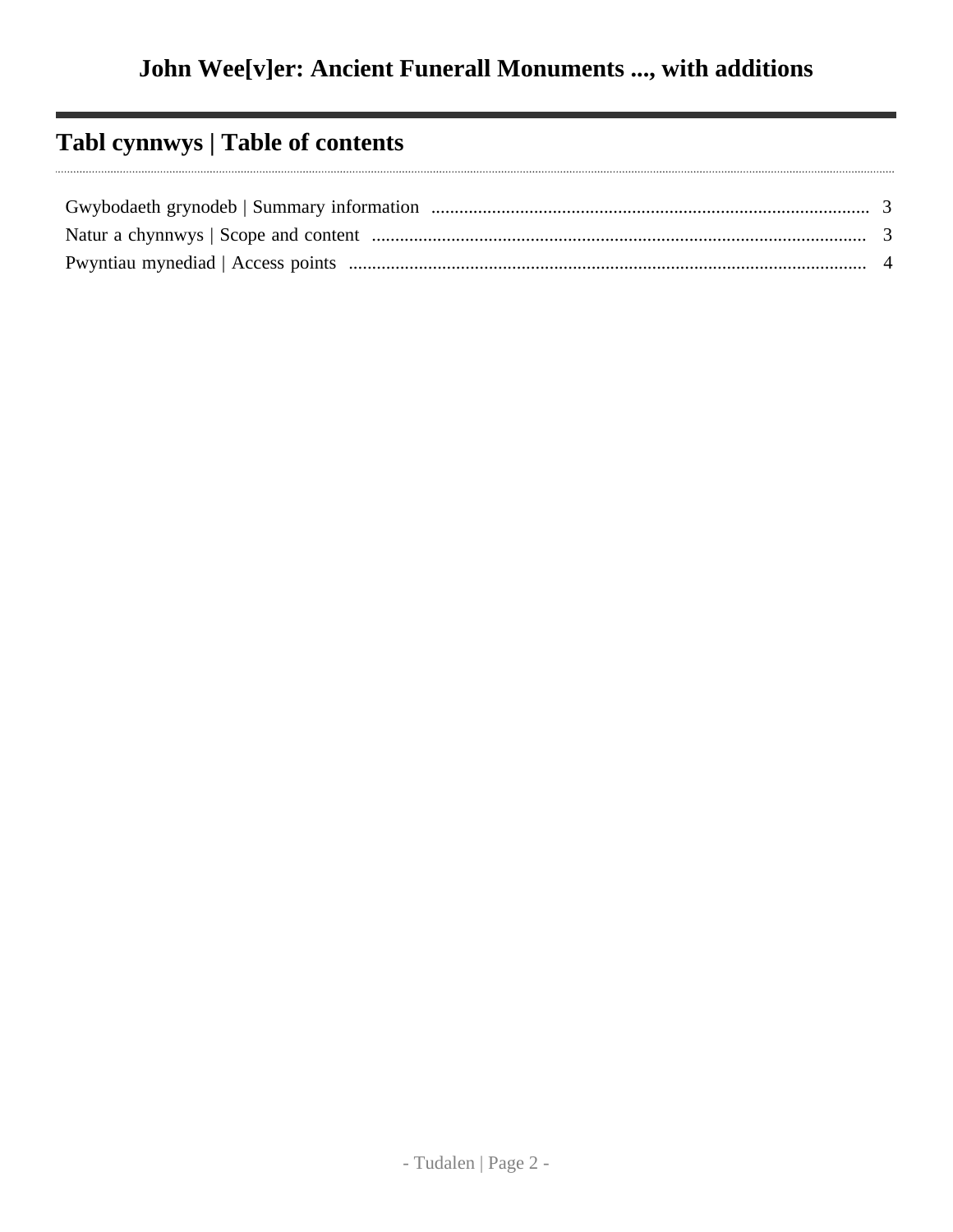## Tabl cynnwys | Table of contents

Gwybodaeth grynodeb | Summary information .......... 3

Natur a chynnwys | Scope and content .......... 3

Pwyntiau mynediad | Access points .......... 4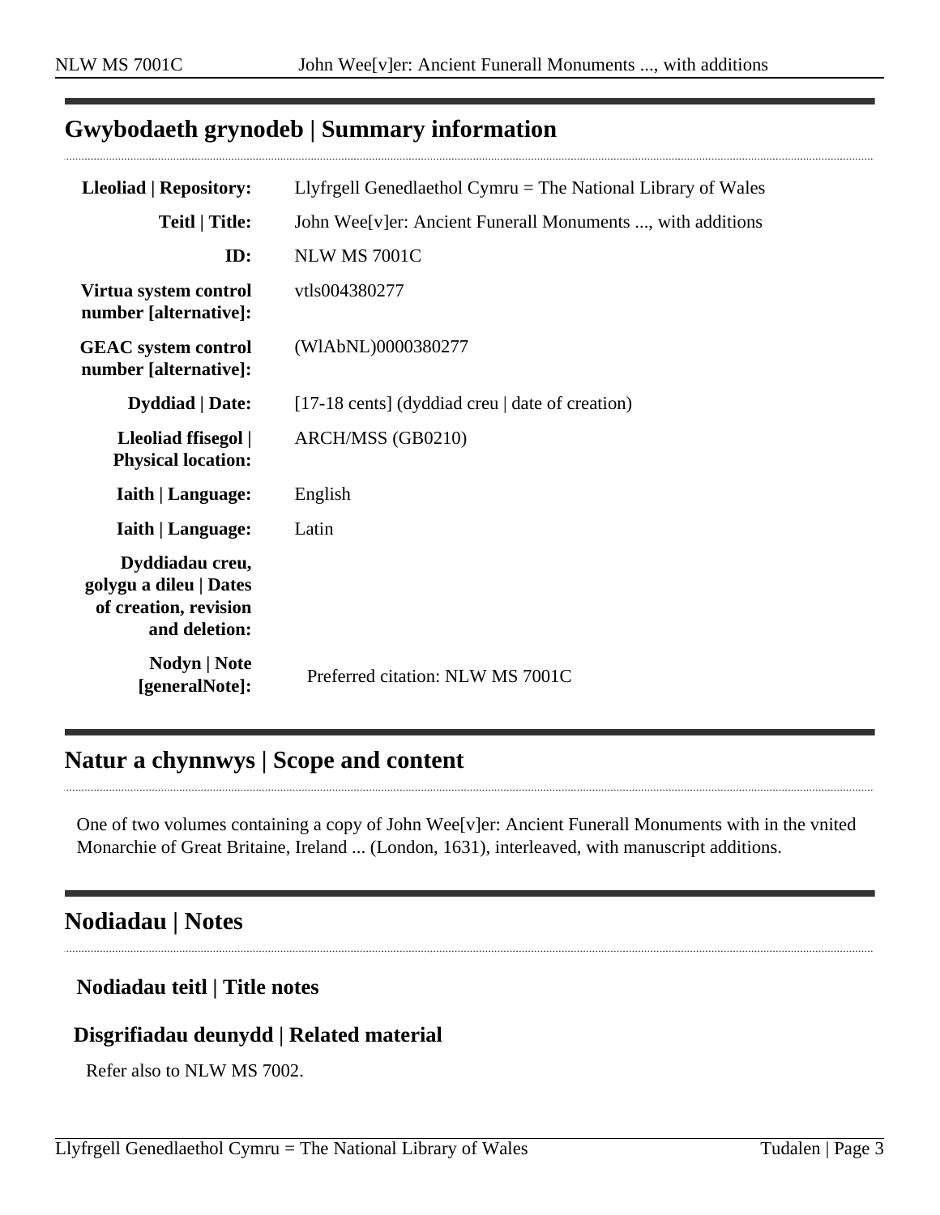## Gwybodaeth grynodeb | Summary information

| | |
|---|---|
| **Lleoliad \| Repository:** | Llyfrgell Genedlaethol Cymru = The National Library of Wales |
| **Teitl \| Title:** | John Wee[v]er: Ancient Funerall Monuments ..., with additions |
| **ID:** | NLW MS 7001C |
| **Virtua system control number [alternative]:** | vtls004380277 |
| **GEAC system control number [alternative]:** | (WlAbNL)0000380277 |
| **Dyddiad \| Date:** | [17-18 cents] (dyddiad creu \| date of creation) |
| **Lleoliad ffisegol \| Physical location:** | ARCH/MSS (GB0210) |
| **Iaith \| Language:** | English |
| **Iaith \| Language:** | Latin |
| **Dyddiadau creu, golygu a dileu \| Dates of creation, revision and deletion:** | |
| **Nodyn \| Note [generalNote]:** | Preferred citation: NLW MS 7001C |

## Natur a chynnwys | Scope and content

One of two volumes containing a copy of John Wee[v]er: Ancient Funerall Monuments with in the vnited Monarchie of Great Britaine, Ireland ... (London, 1631), interleaved, with manuscript additions.

## Nodiadau | Notes

### Nodiadau teitl | Title notes

### Disgrifiadau deunydd | Related material

Refer also to NLW MS 7002.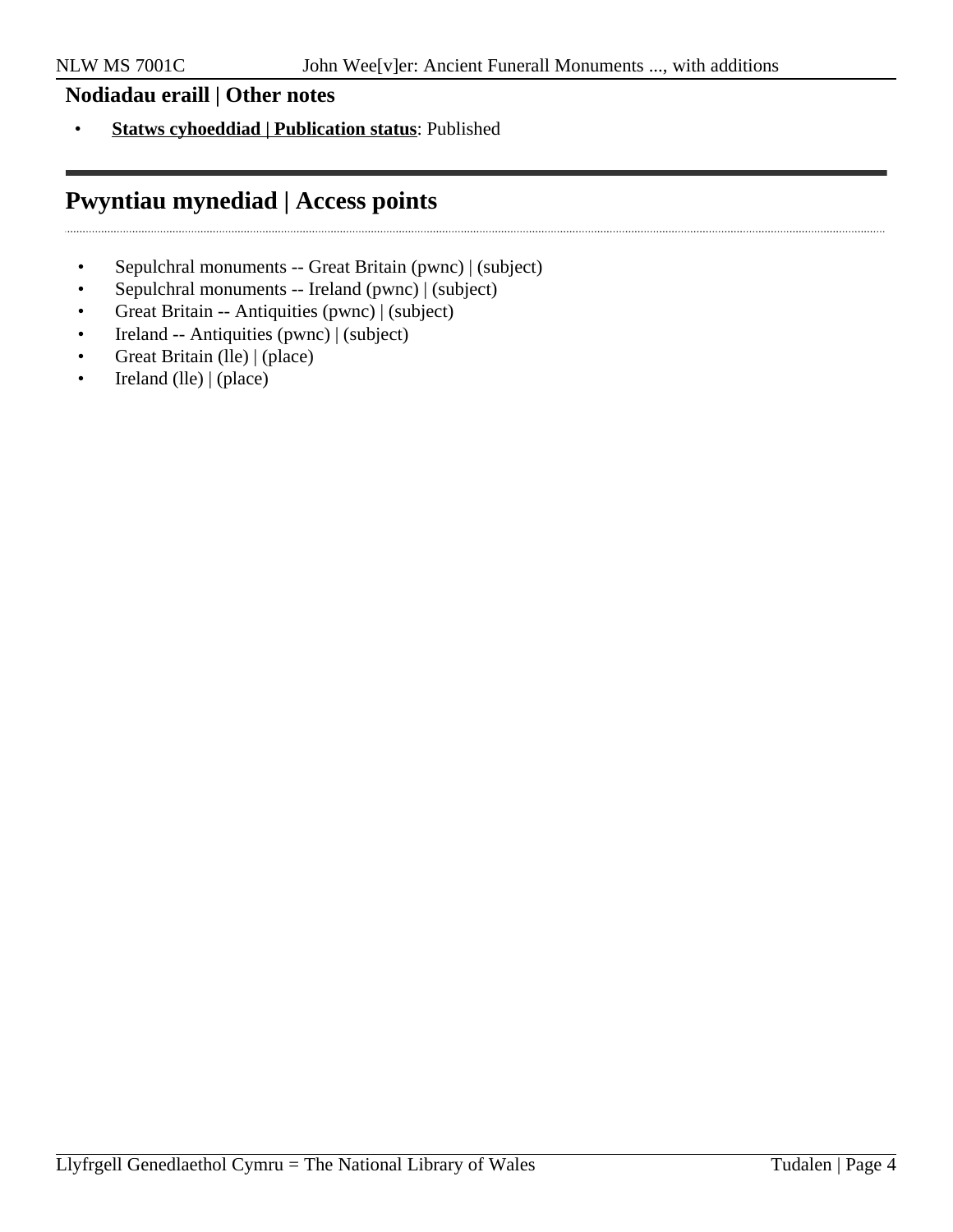## Nodiadau eraill | Other notes

- **Statws cyhoeddiad | Publication status**: Published

## Pwyntiau mynediad | Access points

- Sepulchral monuments -- Great Britain (pwnc) | (subject)
- Sepulchral monuments -- Ireland (pwnc) | (subject)
- Great Britain -- Antiquities (pwnc) | (subject)
- Ireland -- Antiquities (pwnc) | (subject)
- Great Britain (lle) | (place)
- Ireland (lle) | (place)